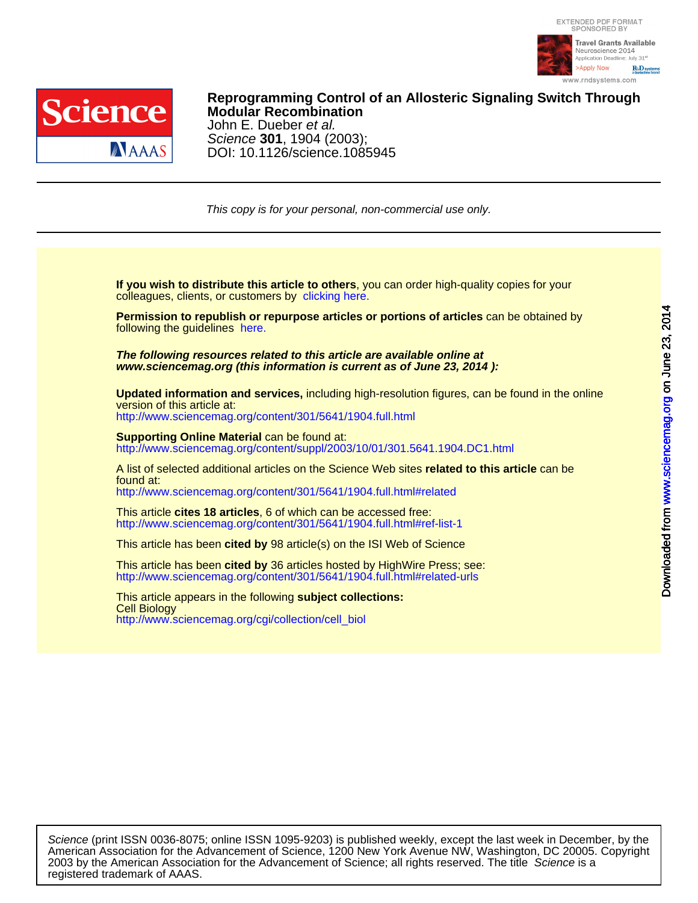# Reprogramming Control of an Allosteric Signaling Switch Through Modular Recombination

John E. Dueber *et al.*

*Science* **301**, 1904 (2003);

DOI: 10.1126/science.1085945

*This copy is for your personal, non-commercial use only.*

**If you wish to distribute this article to others**, you can order high-quality copies for your colleagues, clients, or customers by clicking here.

**Permission to republish or repurpose articles or portions of articles** can be obtained by following the guidelines here.

***The following resources related to this article are available online at www.sciencemag.org (this information is current as of June 23, 2014 ):***

**Updated information and services,** including high-resolution figures, can be found in the online version of this article at:
http://www.sciencemag.org/content/301/5641/1904.full.html

**Supporting Online Material** can be found at:
http://www.sciencemag.org/content/suppl/2003/10/01/301.5641.1904.DC1.html

A list of selected additional articles on the Science Web sites **related to this article** can be found at:
http://www.sciencemag.org/content/301/5641/1904.full.html#related

This article **cites 18 articles**, 6 of which can be accessed free:
http://www.sciencemag.org/content/301/5641/1904.full.html#ref-list-1

This article has been **cited by** 98 article(s) on the ISI Web of Science

This article has been **cited by** 36 articles hosted by HighWire Press; see:
http://www.sciencemag.org/content/301/5641/1904.full.html#related-urls

This article appears in the following **subject collections:**
Cell Biology
http://www.sciencemag.org/cgi/collection/cell_biol

*Science* (print ISSN 0036-8075; online ISSN 1095-9203) is published weekly, except the last week in December, by the American Association for the Advancement of Science, 1200 New York Avenue NW, Washington, DC 20005. Copyright 2003 by the American Association for the Advancement of Science; all rights reserved. The title *Science* is a registered trademark of AAAS.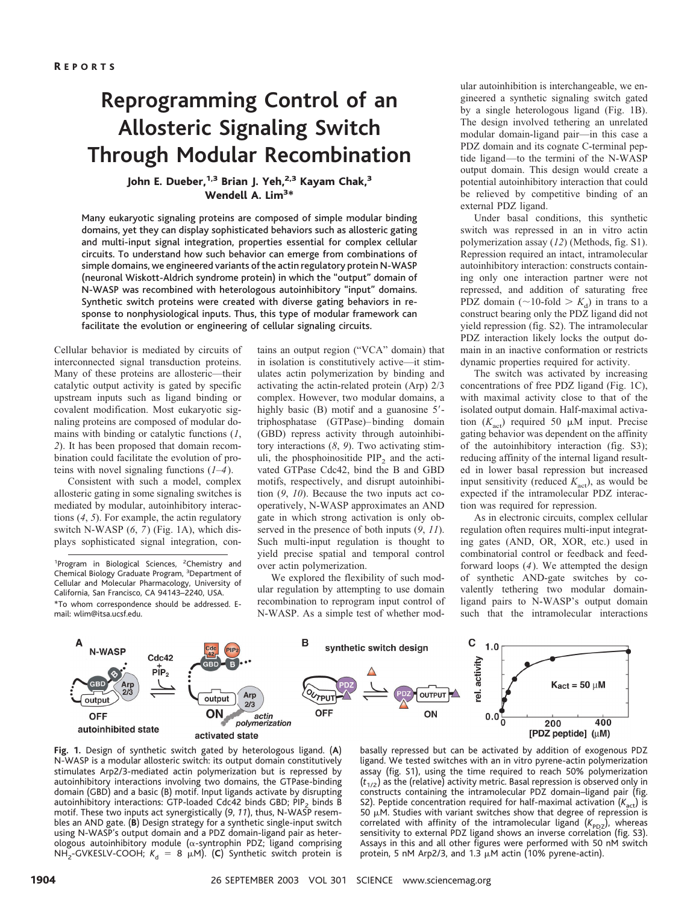# Reprogramming Control of an Allosteric Signaling Switch Through Modular Recombination

**John E. Dueber,[1,3] Brian J. Yeh,[2,3] Kayam Chak,[3] Wendell A. Lim[3]***

Many eukaryotic signaling proteins are composed of simple modular binding domains, yet they can display sophisticated behaviors such as allosteric gating and multi-input signal integration, properties essential for complex cellular circuits. To understand how such behavior can emerge from combinations of simple domains, we engineered variants of the actin regulatory protein N-WASP (neuronal Wiskott-Aldrich syndrome protein) in which the "output" domain of N-WASP was recombined with heterologous autoinhibitory "input" domains. Synthetic switch proteins were created with diverse gating behaviors in response to nonphysiological inputs. Thus, this type of modular framework can facilitate the evolution or engineering of cellular signaling circuits.

Cellular behavior is mediated by circuits of interconnected signal transduction proteins. Many of these proteins are allosteric—their catalytic output activity is gated by specific upstream inputs such as ligand binding or covalent modification. Most eukaryotic signaling proteins are composed of modular domains with binding or catalytic functions (*1*, *2*). It has been proposed that domain recombination could facilitate the evolution of proteins with novel signaling functions (*1*–*4*).

Consistent with such a model, complex allosteric gating in some signaling switches is mediated by modular, autoinhibitory interactions (*4*, *5*). For example, the actin regulatory switch N-WASP (*6*, *7*) (Fig. 1A), which displays sophisticated signal integration, contains an output region ("VCA" domain) that in isolation is constitutively active—it stimulates actin polymerization by binding and activating the actin-related protein (Arp) 2/3 complex. However, two modular domains, a highly basic (B) motif and a guanosine 5′-triphosphatase (GTPase)–binding domain (GBD) repress activity through autoinhibitory interactions (*8*, *9*). Two activating stimuli, the phosphoinositide $PIP_2$ and the activated GTPase Cdc42, bind the B and GBD motifs, respectively, and disrupt autoinhibition (*9*, *10*). Because the two inputs act cooperatively, N-WASP approximates an AND gate in which strong activation is only observed in the presence of both inputs (*9*, *11*). Such multi-input regulation is thought to yield precise spatial and temporal control over actin polymerization.

We explored the flexibility of such modular regulation by attempting to use domain recombination to reprogram input control of N-WASP. As a simple test of whether modular autoinhibition is interchangeable, we engineered a synthetic signaling switch gated by a single heterologous ligand (Fig. 1B). The design involved tethering an unrelated modular domain-ligand pair—in this case a PDZ domain and its cognate C-terminal peptide ligand—to the termini of the N-WASP output domain. This design would create a potential autoinhibitory interaction that could be relieved by competitive binding of an external PDZ ligand.

Under basal conditions, this synthetic switch was repressed in an in vitro actin polymerization assay (*12*) (Methods, fig. S1). Repression required an intact, intramolecular autoinhibitory interaction: constructs containing only one interaction partner were not repressed, and addition of saturating free PDZ domain (~10-fold > $K_d$) in trans to a construct bearing only the PDZ ligand did not yield repression (fig. S2). The intramolecular PDZ interaction likely locks the output domain in an inactive conformation or restricts dynamic properties required for activity.

The switch was activated by increasing concentrations of free PDZ ligand (Fig. 1C), with maximal activity close to that of the isolated output domain. Half-maximal activation ($K_{act}$) required 50 μM input. Precise gating behavior was dependent on the affinity of the autoinhibitory interaction (fig. S3); reducing affinity of the internal ligand resulted in lower basal repression but increased input sensitivity (reduced $K_{act}$), as would be expected if the intramolecular PDZ interaction was required for repression.

As in electronic circuits, complex cellular regulation often requires multi-input integrating gates (AND, OR, XOR, etc.) used in combinatorial control or feedback and feed-forward loops (*4*). We attempted the design of synthetic AND-gate switches by covalently tethering two modular domain-ligand pairs to N-WASP's output domain such that the intramolecular interactions

[1]Program in Biological Sciences, [2]Chemistry and Chemical Biology Graduate Program, [3]Department of Cellular and Molecular Pharmacology, University of California, San Francisco, CA 94143–2240, USA.

*To whom correspondence should be addressed. E-mail: wlim@itsa.ucsf.edu.

**Fig. 1.** Design of synthetic switch gated by heterologous ligand. (**A**) N-WASP is a modular allosteric switch: its output domain constitutively stimulates Arp2/3-mediated actin polymerization but is repressed by autoinhibitory interactions involving two domains, the GTPase-binding domain (GBD) and a basic (B) motif. Input ligands activate by disrupting autoinhibitory interactions: GTP-loaded Cdc42 binds GBD; $PIP_2$ binds B motif. These two inputs act synergistically (*9*, *11*), thus, N-WASP resembles an AND gate. (**B**) Design strategy for a synthetic single-input switch using N-WASP's output domain and a PDZ domain-ligand pair as heterologous autoinhibitory module (α-syntrophin PDZ; ligand comprising $NH_2$-GVKESLV-COOH; $K_d$ = 8 μM). (**C**) Synthetic switch protein is basally repressed but can be activated by addition of exogenous PDZ ligand. We tested switches with an in vitro pyrene-actin polymerization assay (fig. S1), using the time required to reach 50% polymerization ($t_{1/2}$) as the (relative) activity metric. Basal repression is observed only in constructs containing the intramolecular PDZ domain–ligand pair (fig. S2). Peptide concentration required for half-maximal activation ($K_{act}$) is 50 μM. Studies with variant switches show that degree of repression is correlated with affinity of the intramolecular ligand ($K_{PDZ}$), whereas sensitivity to external PDZ ligand shows an inverse correlation (fig. S3). Assays in this and all other figures were performed with 50 nM switch protein, 5 nM Arp2/3, and 1.3 μM actin (10% pyrene-actin).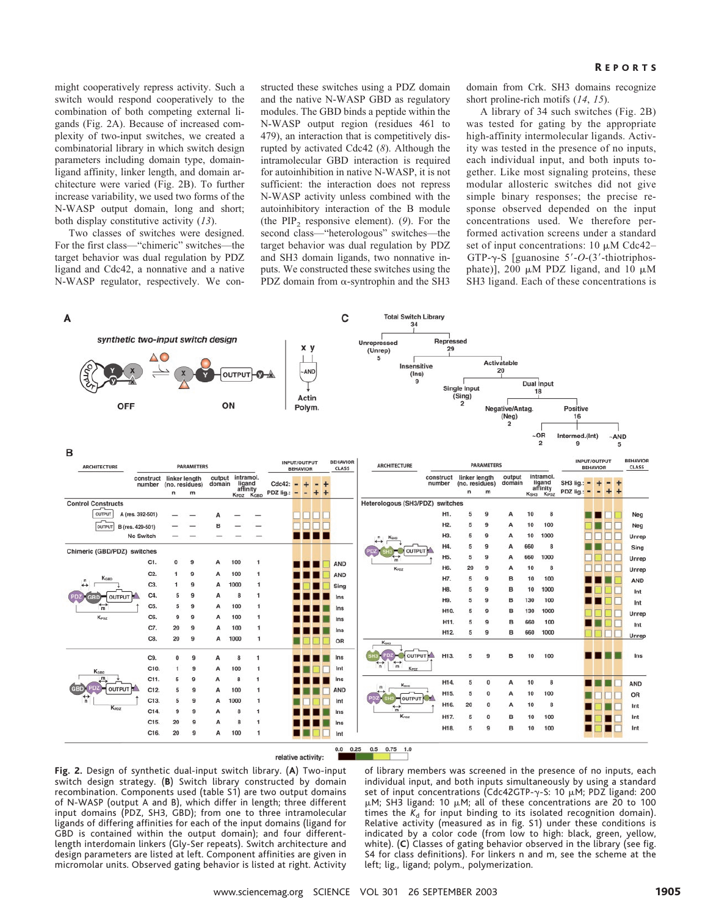might cooperatively repress activity. Such a switch would respond cooperatively to the combination of both competing external ligands (Fig. 2A). Because of increased complexity of two-input switches, we created a combinatorial library in which switch design parameters including domain type, domain-ligand affinity, linker length, and domain architecture were varied (Fig. 2B). To further increase variability, we used two forms of the N-WASP output domain, long and short; both display constitutive activity (13).

Two classes of switches were designed. For the first class—"chimeric" switches—the target behavior was dual regulation by PDZ ligand and Cdc42, a nonnative and a native N-WASP regulator, respectively. We constructed these switches using a PDZ domain and the native N-WASP GBD as regulatory modules. The GBD binds a peptide within the N-WASP output region (residues 461 to 479), an interaction that is competitively disrupted by activated Cdc42 (8). Although the intramolecular GBD interaction is required for autoinhibition in native N-WASP, it is not sufficient: the interaction does not repress N-WASP activity unless combined with the autoinhibitory interaction of the B module (the $PIP_2$ responsive element). (9). For the second class—"heterologous" switches—the target behavior was dual regulation by PDZ and SH3 domain ligands, two nonnative inputs. We constructed these switches using the PDZ domain from α-syntrophin and the SH3 domain from Crk. SH3 domains recognize short proline-rich motifs (14, 15).

A library of 34 such switches (Fig. 2B) was tested for gating by the appropriate high-affinity intermolecular ligands. Activity was tested in the presence of no inputs, each individual input, and both inputs together. Like most signaling proteins, these modular allosteric switches did not give simple binary responses; the precise response observed depended on the input concentrations used. We therefore performed activation screens under a standard set of input concentrations: 10 μM Cdc42–GTP-γ-S [guanosine 5′-O-(3′-thiotriphosphate)], 200 μM PDZ ligand, and 10 μM SH3 ligand. Each of these concentrations is

**Fig. 2.** Design of synthetic dual-input switch library. (**A**) Two-input switch design strategy. (**B**) Switch library constructed by domain recombination. Components used (table S1) are two output domains of N-WASP (output A and B), which differ in length; three different input domains (PDZ, SH3, GBD); from one to three intramolecular ligands of differing affinities for each of the input domains (ligand for GBD is contained within the output domain); and four different-length interdomain linkers (Gly-Ser repeats). Switch architecture and design parameters are listed at left. Component affinities are given in micromolar units. Observed gating behavior is listed at right. Activity of library members was screened in the presence of no inputs, each individual input, and both inputs simultaneously by using a standard set of input concentrations (Cdc42GTP-γ-S: 10 μM; PDZ ligand: 200 μM; SH3 ligand: 10 μM; all of these concentrations are 20 to 100 times the $K_d$ for input binding to its isolated recognition domain). Relative activity (measured as in fig. S1) under these conditions is indicated by a color code (from low to high: black, green, yellow, white). (**C**) Classes of gating behavior observed in the library (see fig. S4 for class definitions). For linkers n and m, see the scheme at the left; lig., ligand; polym., polymerization.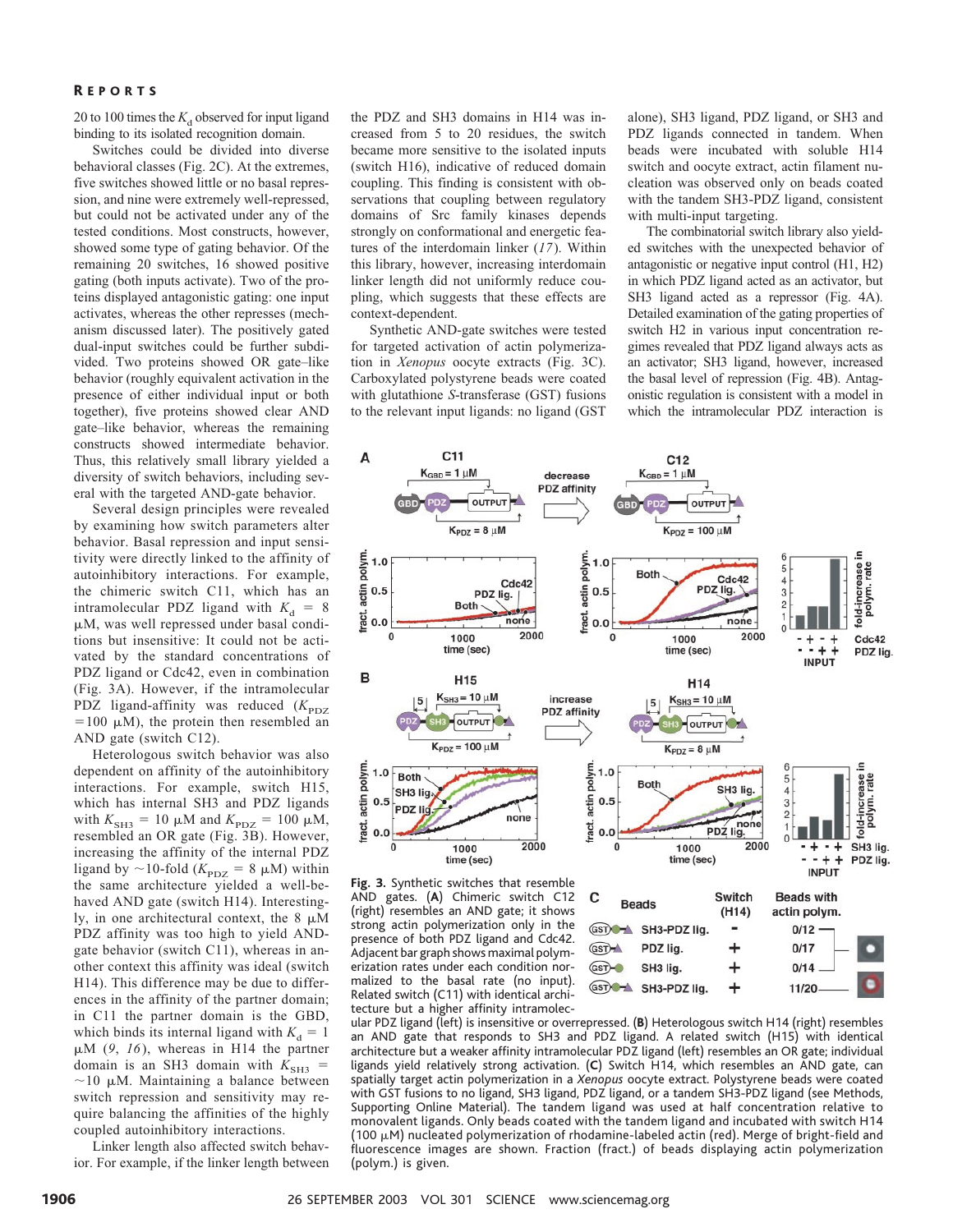20 to 100 times the $K_d$ observed for input ligand binding to its isolated recognition domain.

Switches could be divided into diverse behavioral classes (Fig. 2C). At the extremes, five switches showed little or no basal repression, and nine were extremely well-repressed, but could not be activated under any of the tested conditions. Most constructs, however, showed some type of gating behavior. Of the remaining 20 switches, 16 showed positive gating (both inputs activate). Two of the proteins displayed antagonistic gating: one input activates, whereas the other represses (mechanism discussed later). The positively gated dual-input switches could be further subdivided. Two proteins showed OR gate–like behavior (roughly equivalent activation in the presence of either individual input or both together), five proteins showed clear AND gate–like behavior, whereas the remaining constructs showed intermediate behavior. Thus, this relatively small library yielded a diversity of switch behaviors, including several with the targeted AND-gate behavior.

Several design principles were revealed by examining how switch parameters alter behavior. Basal repression and input sensitivity were directly linked to the affinity of autoinhibitory interactions. For example, the chimeric switch C11, which has an intramolecular PDZ ligand with $K_d$ = 8 μM, was well repressed under basal conditions but insensitive: It could not be activated by the standard concentrations of PDZ ligand or Cdc42, even in combination (Fig. 3A). However, if the intramolecular PDZ ligand-affinity was reduced ($K_{PDZ}$ = 100 μM), the protein then resembled an AND gate (switch C12).

Heterologous switch behavior was also dependent on affinity of the autoinhibitory interactions. For example, switch H15, which has internal SH3 and PDZ ligands with $K_{SH3}$ = 10 μM and $K_{PDZ}$ = 100 μM, resembled an OR gate (Fig. 3B). However, increasing the affinity of the internal PDZ ligand by ~10-fold ($K_{PDZ}$ = 8 μM) within the same architecture yielded a well-behaved AND gate (switch H14). Interestingly, in one architectural context, the 8 μM PDZ affinity was too high to yield AND-gate behavior (switch C11), whereas in another context this affinity was ideal (switch H14). This difference may be due to differences in the affinity of the partner domain; in C11 the partner domain is the GBD, which binds its internal ligand with $K_d$ = 1 μM (9, 16), whereas in H14 the partner domain is an SH3 domain with $K_{SH3}$ = ~10 μM. Maintaining a balance between switch repression and sensitivity may require balancing the affinities of the highly coupled autoinhibitory interactions.

Linker length also affected switch behavior. For example, if the linker length between the PDZ and SH3 domains in H14 was increased from 5 to 20 residues, the switch became more sensitive to the isolated inputs (switch H16), indicative of reduced domain coupling. This finding is consistent with observations that coupling between regulatory domains of Src family kinases depends strongly on conformational and energetic features of the interdomain linker (17). Within this library, however, increasing interdomain linker length did not uniformly reduce coupling, which suggests that these effects are context-dependent.

Synthetic AND-gate switches were tested for targeted activation of actin polymerization in *Xenopus* oocyte extracts (Fig. 3C). Carboxylated polystyrene beads were coated with glutathione *S*-transferase (GST) fusions to the relevant input ligands: no ligand (GST alone), SH3 ligand, PDZ ligand, or SH3 and PDZ ligands connected in tandem. When beads were incubated with soluble H14 switch and oocyte extract, actin filament nucleation was observed only on beads coated with the tandem SH3-PDZ ligand, consistent with multi-input targeting.

The combinatorial switch library also yielded switches with the unexpected behavior of antagonistic or negative input control (H1, H2) in which PDZ ligand acted as an activator, but SH3 ligand acted as a repressor (Fig. 4A). Detailed examination of the gating properties of switch H2 in various input concentration regimes revealed that PDZ ligand always acts as an activator; SH3 ligand, however, increased the basal level of repression (Fig. 4B). Antagonistic regulation is consistent with a model in which the intramolecular PDZ interaction is

**Fig. 3.** Synthetic switches that resemble AND gates. (**A**) Chimeric switch C12 (right) resembles an AND gate; it shows strong actin polymerization only in the presence of both PDZ ligand and Cdc42. Adjacent bar graph shows maximal polymerization rates under each condition normalized to the basal rate (no input). Related switch (C11) with identical architecture but a higher affinity intramolecular PDZ ligand (left) is insensitive or overrepressed. (**B**) Heterologous switch H14 (right) resembles an AND gate that responds to SH3 and PDZ ligand. A related switch (H15) with identical architecture but a weaker affinity intramolecular PDZ ligand (left) resembles an OR gate; individual ligands yield relatively strong activation. (**C**) Switch H14, which resembles an AND gate, can spatially target actin polymerization in a *Xenopus* oocyte extract. Polystyrene beads were coated with GST fusions to no ligand, SH3 ligand, PDZ ligand, or a tandem SH3-PDZ ligand (see Methods, Supporting Online Material). The tandem ligand was used at half concentration relative to monovalent ligands. Only beads coated with the tandem ligand and incubated with switch H14 (100 μM) nucleated polymerization of rhodamine-labeled actin (red). Merge of bright-field and fluorescence images are shown. Fraction (fract.) of beads displaying actin polymerization (polym.) is given.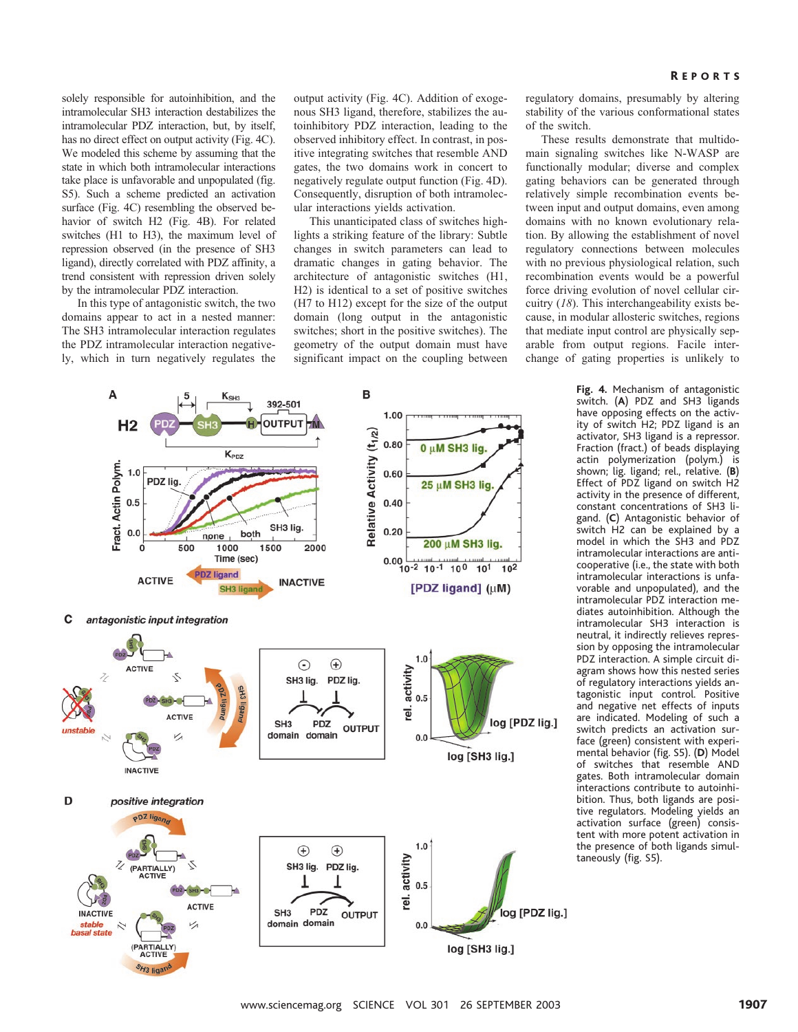solely responsible for autoinhibition, and the intramolecular SH3 interaction destabilizes the intramolecular PDZ interaction, but, by itself, has no direct effect on output activity (Fig. 4C). We modeled this scheme by assuming that the state in which both intramolecular interactions take place is unfavorable and unpopulated (fig. S5). Such a scheme predicted an activation surface (Fig. 4C) resembling the observed behavior of switch H2 (Fig. 4B). For related switches (H1 to H3), the maximum level of repression observed (in the presence of SH3 ligand), directly correlated with PDZ affinity, a trend consistent with repression driven solely by the intramolecular PDZ interaction.

In this type of antagonistic switch, the two domains appear to act in a nested manner: The SH3 intramolecular interaction regulates the PDZ intramolecular interaction negatively, which in turn negatively regulates the output activity (Fig. 4C). Addition of exogenous SH3 ligand, therefore, stabilizes the autoinhibitory PDZ interaction, leading to the observed inhibitory effect. In contrast, in positive integrating switches that resemble AND gates, the two domains work in concert to negatively regulate output function (Fig. 4D). Consequently, disruption of both intramolecular interactions yields activation.

This unanticipated class of switches highlights a striking feature of the library: Subtle changes in switch parameters can lead to dramatic changes in gating behavior. The architecture of antagonistic switches (H1, H2) is identical to a set of positive switches (H7 to H12) except for the size of the output domain (long output in the antagonistic switches; short in the positive switches). The geometry of the output domain must have significant impact on the coupling between regulatory domains, presumably by altering stability of the various conformational states of the switch.

These results demonstrate that multidomain signaling switches like N-WASP are functionally modular; diverse and complex gating behaviors can be generated through relatively simple recombination events between input and output domains, even among domains with no known evolutionary relation. By allowing the establishment of novel regulatory connections between molecules with no previous physiological relation, such recombination events would be a powerful force driving evolution of novel cellular circuitry (*18*). This interchangeability exists because, in modular allosteric switches, regions that mediate input control are physically separable from output regions. Facile interchange of gating properties is unlikely to

**Fig. 4.** Mechanism of antagonistic switch. (**A**) PDZ and SH3 ligands have opposing effects on the activity of switch H2; PDZ ligand is an activator, SH3 ligand is a repressor. Fraction (fract.) of beads displaying actin polymerization (polym.) is shown; lig. ligand; rel., relative. (**B**) Effect of PDZ ligand on switch H2 activity in the presence of different, constant concentrations of SH3 ligand. (**C**) Antagonistic behavior of switch H2 can be explained by a model in which the SH3 and PDZ intramolecular interactions are anticooperative (i.e., the state with both intramolecular interactions is unfavorable and unpopulated), and the intramolecular PDZ interaction mediates autoinhibition. Although the intramolecular SH3 interaction is neutral, it indirectly relieves repression by opposing the intramolecular PDZ interaction. A simple circuit diagram shows how this nested series of regulatory interactions yields antagonistic input control. Positive and negative net effects of inputs are indicated. Modeling of such a switch predicts an activation surface (green) consistent with experimental behavior (fig. S5). (**D**) Model of switches that resemble AND gates. Both intramolecular domain interactions contribute to autoinhibition. Thus, both ligands are positive regulators. Modeling yields an activation surface (green) consistent with more potent activation in the presence of both ligands simultaneously (fig. S5).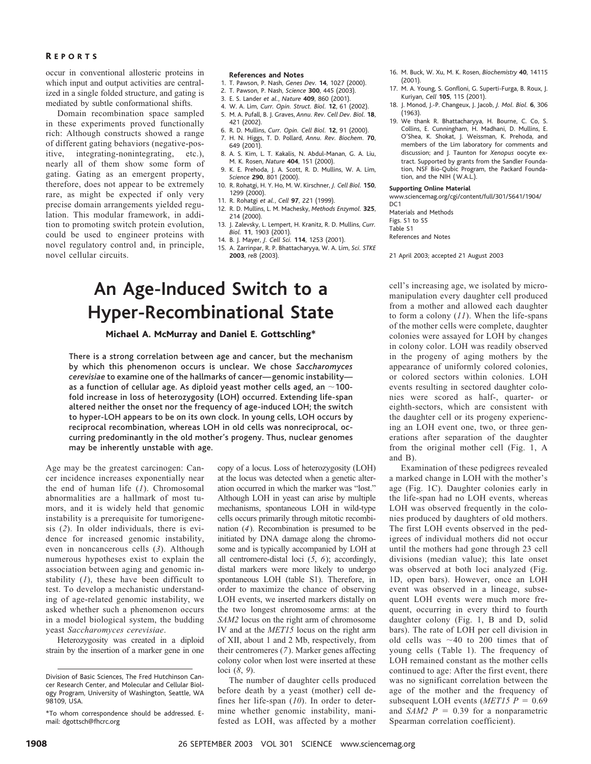occur in conventional allosteric proteins in which input and output activities are centralized in a single folded structure, and gating is mediated by subtle conformational shifts.

Domain recombination space sampled in these experiments proved functionally rich: Although constructs showed a range of different gating behaviors (negative-positive, integrating-nonintegrating, etc.), nearly all of them show some form of gating. Gating as an emergent property, therefore, does not appear to be extremely rare, as might be expected if only very precise domain arrangements yielded regulation. This modular framework, in addition to promoting switch protein evolution, could be used to engineer proteins with novel regulatory control and, in principle, novel cellular circuits.

**References and Notes**

1. T. Pawson, P. Nash, *Genes Dev.* **14**, 1027 (2000).
2. T. Pawson, P. Nash, *Science* **300**, 445 (2003).
3. E. S. Lander *et al.*, *Nature* **409**, 860 (2001).
4. W. A. Lim, *Curr. Opin. Struct. Biol.* **12**, 61 (2002).
5. M. A. Pufall, B. J. Graves, *Annu. Rev. Cell Dev. Biol.* **18**, 421 (2002).
6. R. D. Mullins, *Curr. Opin. Cell Biol.* **12**, 91 (2000).
7. H. N. Higgs, T. D. Pollard, *Annu. Rev. Biochem.* **70**, 649 (2001).
8. A. S. Kim, L. T. Kakalis, N. Abdul-Manan, G. A. Liu, M. K. Rosen, *Nature* **404**, 151 (2000).
9. K. E. Prehoda, J. A. Scott, R. D. Mullins, W. A. Lim, *Science* **290**, 801 (2000).
10. R. Rohatgi, H. Y. Ho, M. W. Kirschner, *J. Cell Biol.* **150**, 1299 (2000).
11. R. Rohatgi *et al.*, *Cell* **97**, 221 (1999).
12. R. D. Mullins, L. M. Machesky, *Methods Enzymol.* **325**, 214 (2000).
13. J. Zalevsky, L. Lempert, H. Kranitz, R. D. Mullins, *Curr. Biol.* **11**, 1903 (2001).
14. B. J. Mayer, *J. Cell Sci.* **114**, 1253 (2001).
15. A. Zarrinpar, R. P. Bhattacharyya, W. A. Lim, *Sci. STKE* **2003**, re8 (2003).
16. M. Buck, W. Xu, M. K. Rosen, *Biochemistry* **40**, 14115 (2001).
17. M. A. Young, S. Gonfloni, G. Superti-Furga, B. Roux, J. Kuriyan, *Cell* **105**, 115 (2001).
18. J. Monod, J.-P. Changeux, J. Jacob, *J. Mol. Biol.* **6**, 306 (1963).
19. We thank R. Bhattacharyya, H. Bourne, C. Co, S. Collins, E. Cunningham, H. Madhani, D. Mullins, E. O'Shea, K. Shokat, J. Weissman, K. Prehoda, and members of the Lim laboratory for comments and discussion; and J. Taunton for *Xenopus* oocyte extract. Supported by grants from the Sandler Foundation, NSF Bio-Qubic Program, the Packard Foundation, and the NIH (W.A.L.).

**Supporting Online Material**

www.sciencemag.org/cgi/content/full/301/5641/1904/DC1
Materials and Methods
Figs. S1 to S5
Table S1
References and Notes

21 April 2003; accepted 21 August 2003

# An Age-Induced Switch to a Hyper-Recombinational State

**Michael A. McMurray and Daniel E. Gottschling\***

**There is a strong correlation between age and cancer, but the mechanism by which this phenomenon occurs is unclear. We chose *Saccharomyces cerevisiae* to examine one of the hallmarks of cancer—genomic instability—as a function of cellular age. As diploid yeast mother cells aged, an ~100-fold increase in loss of heterozygosity (LOH) occurred. Extending life-span altered neither the onset nor the frequency of age-induced LOH; the switch to hyper-LOH appears to be on its own clock. In young cells, LOH occurs by reciprocal recombination, whereas LOH in old cells was nonreciprocal, occurring predominantly in the old mother's progeny. Thus, nuclear genomes may be inherently unstable with age.**

Age may be the greatest carcinogen: Cancer incidence increases exponentially near the end of human life (*1*). Chromosomal abnormalities are a hallmark of most tumors, and it is widely held that genomic instability is a prerequisite for tumorigenesis (*2*). In older individuals, there is evidence for increased genomic instability, even in noncancerous cells (*3*). Although numerous hypotheses exist to explain the association between aging and genomic instability (*1*), these have been difficult to test. To develop a mechanistic understanding of age-related genomic instability, we asked whether such a phenomenon occurs in a model biological system, the budding yeast *Saccharomyces cerevisiae*.

Heterozygosity was created in a diploid strain by the insertion of a marker gene in one copy of a locus. Loss of heterozygosity (LOH) at the locus was detected when a genetic alteration occurred in which the marker was "lost." Although LOH in yeast can arise by multiple mechanisms, spontaneous LOH in wild-type cells occurs primarily through mitotic recombination (*4*). Recombination is presumed to be initiated by DNA damage along the chromosome and is typically accompanied by LOH at all centromere-distal loci (*5*, *6*); accordingly, distal markers were more likely to undergo spontaneous LOH (table S1). Therefore, in order to maximize the chance of observing LOH events, we inserted markers distally on the two longest chromosome arms: at the *SAM2* locus on the right arm of chromosome IV and at the *MET15* locus on the right arm of XII, about 1 and 2 Mb, respectively, from their centromeres (*7*). Marker genes affecting colony color when lost were inserted at these loci (*8*, *9*).

The number of daughter cells produced before death by a yeast (mother) cell defines her life-span (*10*). In order to determine whether genomic instability, manifested as LOH, was affected by a mother cell's increasing age, we isolated by micromanipulation every daughter cell produced from a mother and allowed each daughter to form a colony (*11*). When the life-spans of the mother cells were complete, daughter colonies were assayed for LOH by changes in colony color. LOH was readily observed in the progeny of aging mothers by the appearance of uniformly colored colonies, or colored sectors within colonies. LOH events resulting in sectored daughter colonies were scored as half-, quarter- or eighth-sectors, which are consistent with the daughter cell or its progeny experiencing an LOH event one, two, or three generations after separation of the daughter from the original mother cell (Fig. 1, A and B).

Examination of these pedigrees revealed a marked change in LOH with the mother's age (Fig. 1C). Daughter colonies early in the life-span had no LOH events, whereas LOH was observed frequently in the colonies produced by daughters of old mothers. The first LOH events observed in the pedigrees of individual mothers did not occur until the mothers had gone through 23 cell divisions (median value); this late onset was observed at both loci analyzed (Fig. 1D, open bars). However, once an LOH event was observed in a lineage, subsequent LOH events were much more frequent, occurring in every third to fourth daughter colony (Fig. 1, B and D, solid bars). The rate of LOH per cell division in old cells was ~40 to 200 times that of young cells (Table 1). The frequency of LOH remained constant as the mother cells continued to age: After the first event, there was no significant correlation between the age of the mother and the frequency of subsequent LOH events (*MET15* $P = 0.69$ and *SAM2* $P = 0.39$ for a nonparametric Spearman correlation coefficient).

Division of Basic Sciences, The Fred Hutchinson Cancer Research Center, and Molecular and Cellular Biology Program, University of Washington, Seattle, WA 98109, USA.

\*To whom correspondence should be addressed. E-mail: dgottsch@fhcrc.org